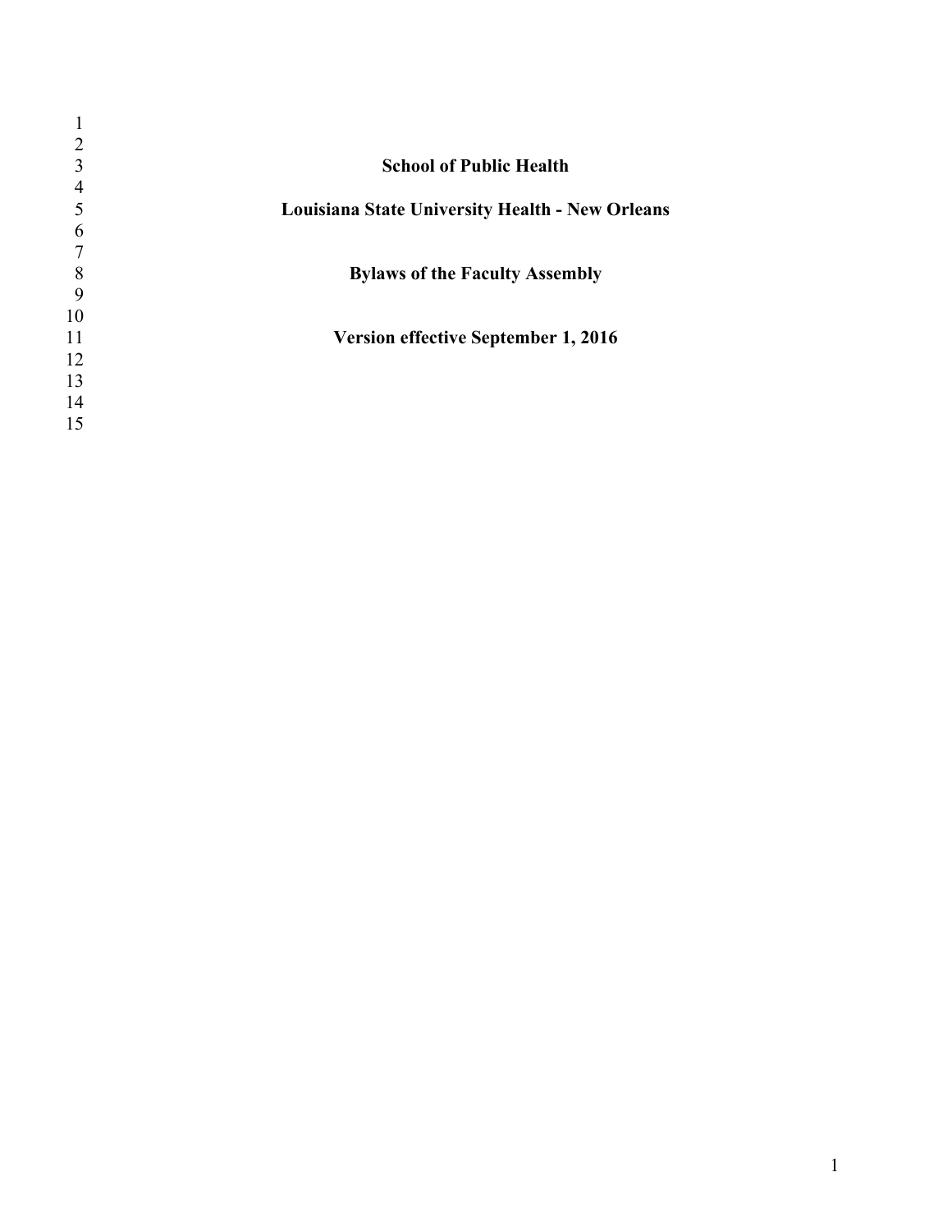# School of Public Health

# Louisiana State University Health - New Orleans

# Bylaws of the Faculty Assembly

**Version effective September 1, 2016**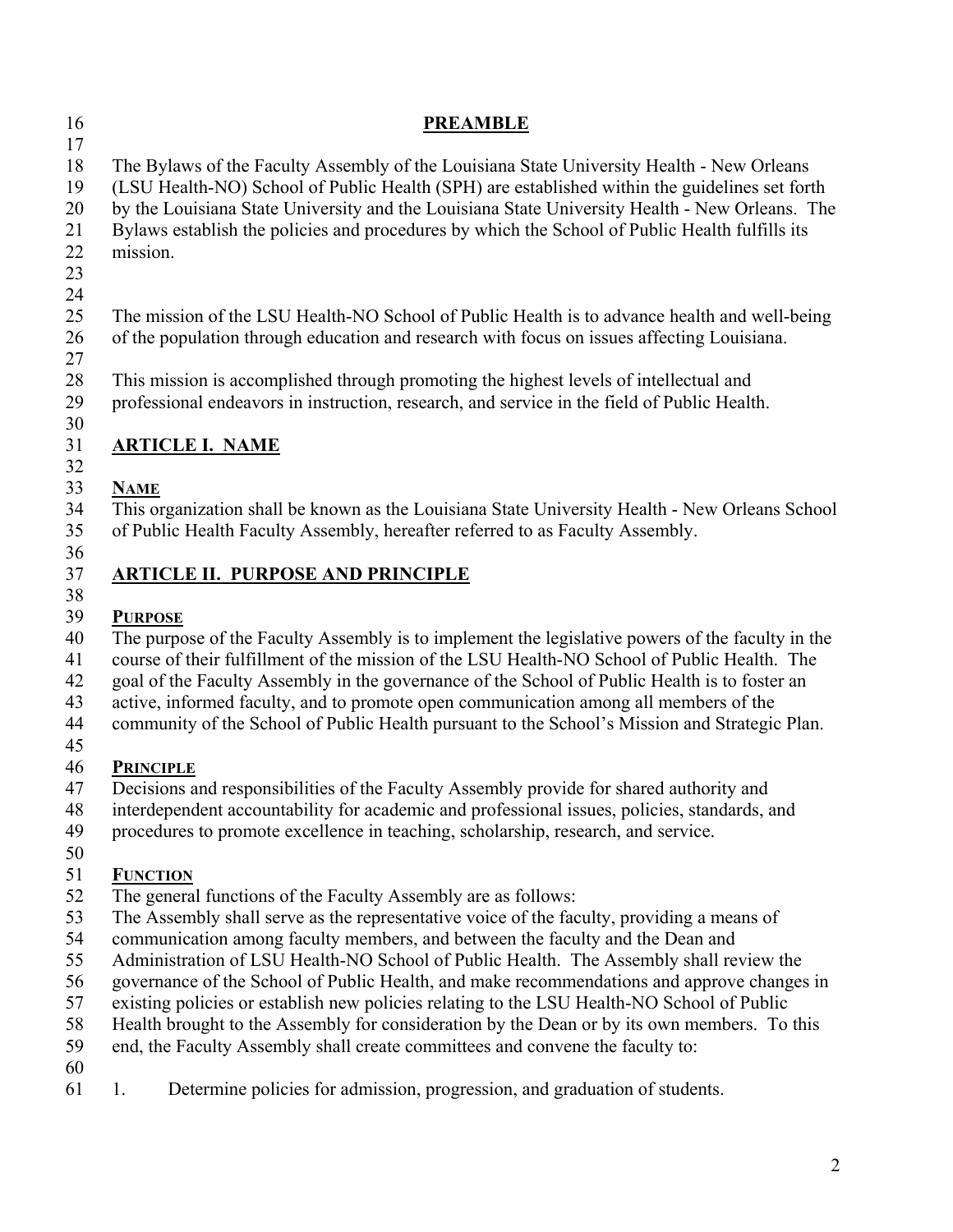## PREAMBLE

The Bylaws of the Faculty Assembly of the Louisiana State University Health - New Orleans (LSU Health-NO) School of Public Health (SPH) are established within the guidelines set forth by the Louisiana State University and the Louisiana State University Health - New Orleans. The Bylaws establish the policies and procedures by which the School of Public Health fulfills its mission.

The mission of the LSU Health-NO School of Public Health is to advance health and well-being of the population through education and research with focus on issues affecting Louisiana.

This mission is accomplished through promoting the highest levels of intellectual and professional endeavors in instruction, research, and service in the field of Public Health.

## ARTICLE I. NAME

### NAME

This organization shall be known as the Louisiana State University Health - New Orleans School of Public Health Faculty Assembly, hereafter referred to as Faculty Assembly.

## ARTICLE II. PURPOSE AND PRINCIPLE

### PURPOSE

The purpose of the Faculty Assembly is to implement the legislative powers of the faculty in the course of their fulfillment of the mission of the LSU Health-NO School of Public Health. The goal of the Faculty Assembly in the governance of the School of Public Health is to foster an active, informed faculty, and to promote open communication among all members of the community of the School of Public Health pursuant to the School's Mission and Strategic Plan.

### PRINCIPLE

Decisions and responsibilities of the Faculty Assembly provide for shared authority and interdependent accountability for academic and professional issues, policies, standards, and procedures to promote excellence in teaching, scholarship, research, and service.

### FUNCTION

The general functions of the Faculty Assembly are as follows:
The Assembly shall serve as the representative voice of the faculty, providing a means of communication among faculty members, and between the faculty and the Dean and Administration of LSU Health-NO School of Public Health. The Assembly shall review the governance of the School of Public Health, and make recommendations and approve changes in existing policies or establish new policies relating to the LSU Health-NO School of Public Health brought to the Assembly for consideration by the Dean or by its own members. To this end, the Faculty Assembly shall create committees and convene the faculty to:

1. Determine policies for admission, progression, and graduation of students.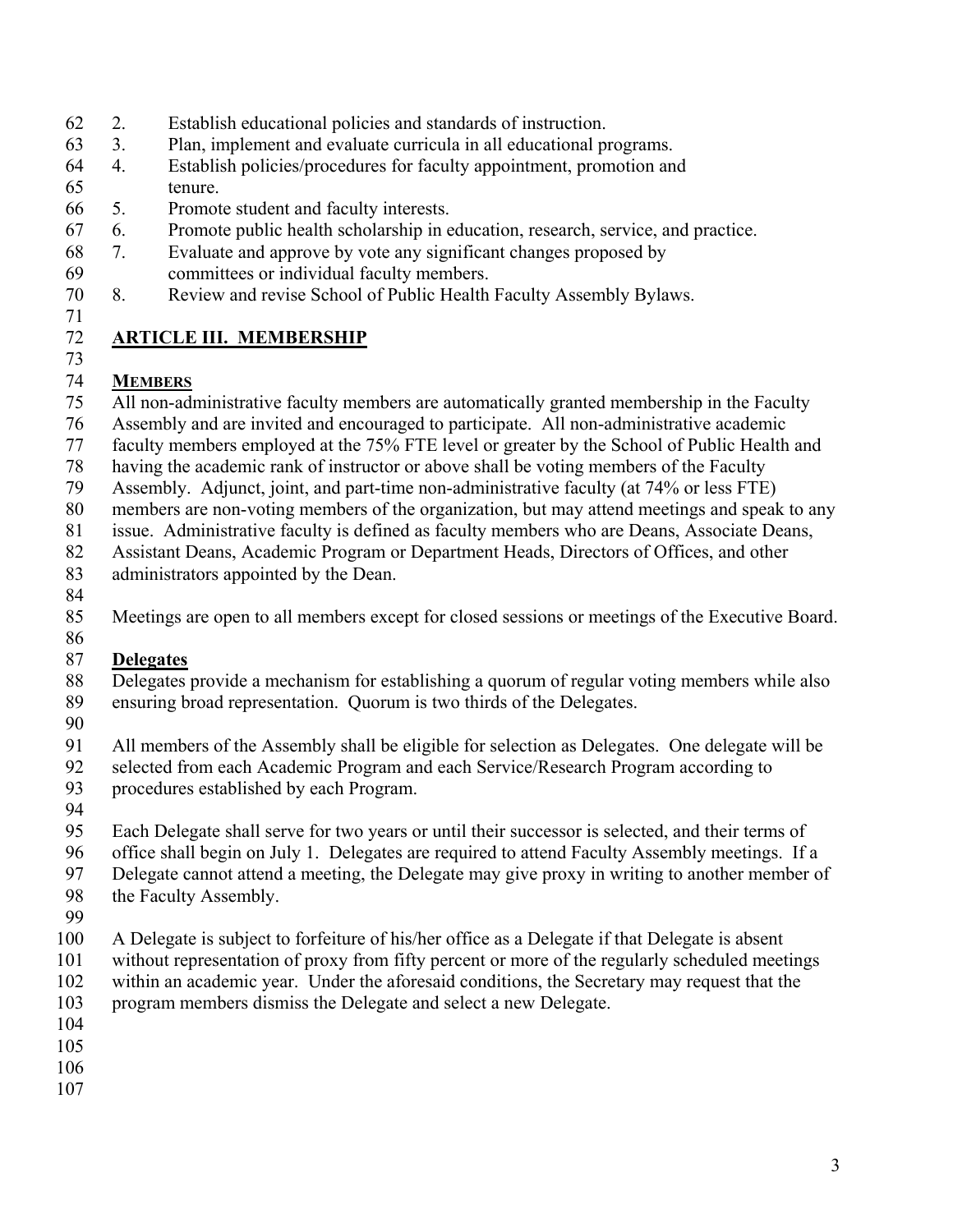2. Establish educational policies and standards of instruction.
3. Plan, implement and evaluate curricula in all educational programs.
4. Establish policies/procedures for faculty appointment, promotion and tenure.
5. Promote student and faculty interests.
6. Promote public health scholarship in education, research, service, and practice.
7. Evaluate and approve by vote any significant changes proposed by committees or individual faculty members.
8. Review and revise School of Public Health Faculty Assembly Bylaws.

## ARTICLE III. MEMBERSHIP

### MEMBERS

All non-administrative faculty members are automatically granted membership in the Faculty Assembly and are invited and encouraged to participate. All non-administrative academic faculty members employed at the 75% FTE level or greater by the School of Public Health and having the academic rank of instructor or above shall be voting members of the Faculty Assembly. Adjunct, joint, and part-time non-administrative faculty (at 74% or less FTE) members are non-voting members of the organization, but may attend meetings and speak to any issue. Administrative faculty is defined as faculty members who are Deans, Associate Deans, Assistant Deans, Academic Program or Department Heads, Directors of Offices, and other administrators appointed by the Dean.

Meetings are open to all members except for closed sessions or meetings of the Executive Board.

### Delegates

Delegates provide a mechanism for establishing a quorum of regular voting members while also ensuring broad representation. Quorum is two thirds of the Delegates.

All members of the Assembly shall be eligible for selection as Delegates. One delegate will be selected from each Academic Program and each Service/Research Program according to procedures established by each Program.

Each Delegate shall serve for two years or until their successor is selected, and their terms of office shall begin on July 1. Delegates are required to attend Faculty Assembly meetings. If a Delegate cannot attend a meeting, the Delegate may give proxy in writing to another member of the Faculty Assembly.

A Delegate is subject to forfeiture of his/her office as a Delegate if that Delegate is absent without representation of proxy from fifty percent or more of the regularly scheduled meetings within an academic year. Under the aforesaid conditions, the Secretary may request that the program members dismiss the Delegate and select a new Delegate.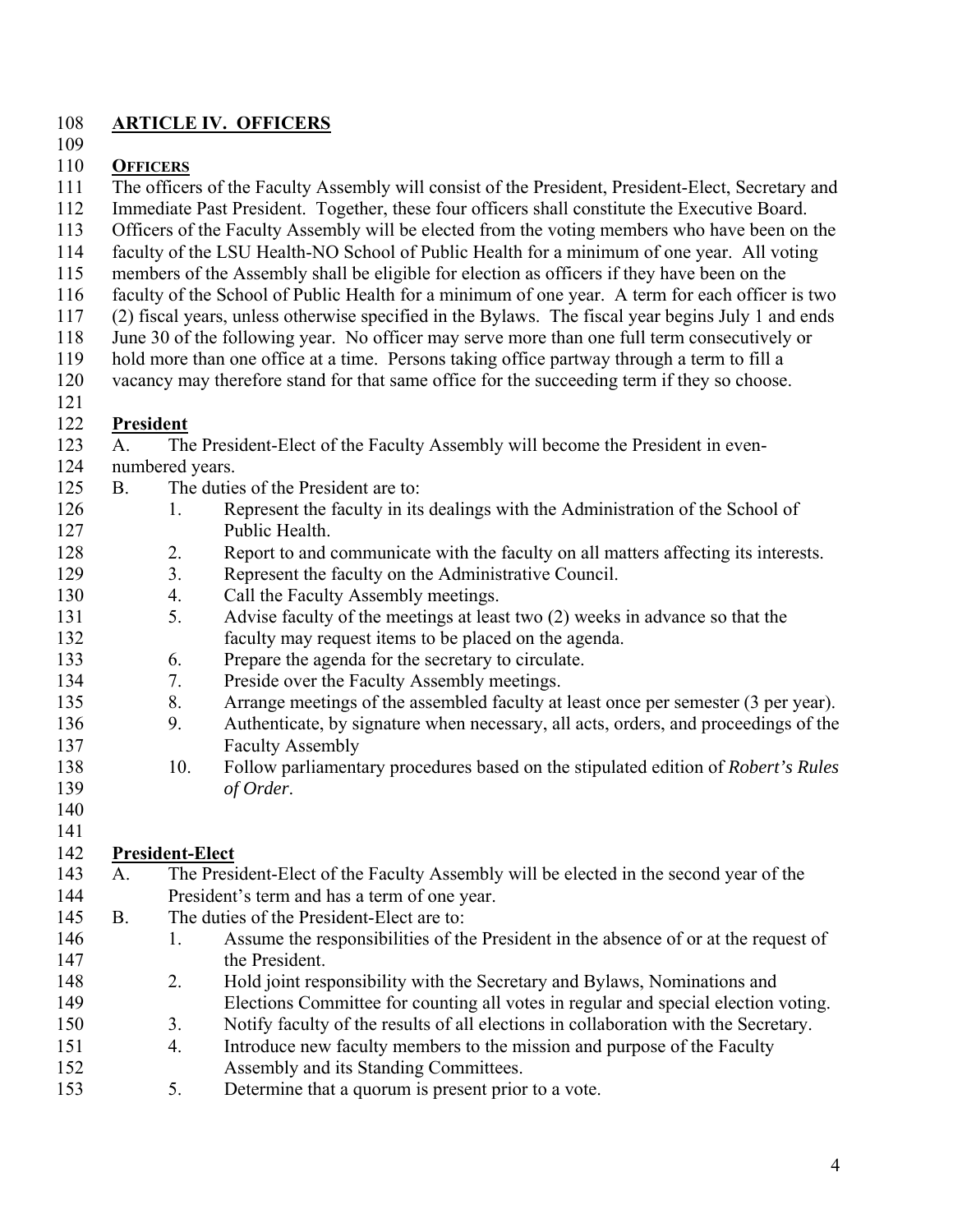## ARTICLE IV. OFFICERS

### OFFICERS

The officers of the Faculty Assembly will consist of the President, President-Elect, Secretary and Immediate Past President. Together, these four officers shall constitute the Executive Board. Officers of the Faculty Assembly will be elected from the voting members who have been on the faculty of the LSU Health-NO School of Public Health for a minimum of one year. All voting members of the Assembly shall be eligible for election as officers if they have been on the faculty of the School of Public Health for a minimum of one year. A term for each officer is two (2) fiscal years, unless otherwise specified in the Bylaws. The fiscal year begins July 1 and ends June 30 of the following year. No officer may serve more than one full term consecutively or hold more than one office at a time. Persons taking office partway through a term to fill a vacancy may therefore stand for that same office for the succeeding term if they so choose.

### President

A. The President-Elect of the Faculty Assembly will become the President in even-numbered years.

B. The duties of the President are to:

1. Represent the faculty in its dealings with the Administration of the School of Public Health.
2. Report to and communicate with the faculty on all matters affecting its interests.
3. Represent the faculty on the Administrative Council.
4. Call the Faculty Assembly meetings.
5. Advise faculty of the meetings at least two (2) weeks in advance so that the faculty may request items to be placed on the agenda.
6. Prepare the agenda for the secretary to circulate.
7. Preside over the Faculty Assembly meetings.
8. Arrange meetings of the assembled faculty at least once per semester (3 per year).
9. Authenticate, by signature when necessary, all acts, orders, and proceedings of the Faculty Assembly
10. Follow parliamentary procedures based on the stipulated edition of *Robert's Rules of Order*.

### President-Elect

A. The President-Elect of the Faculty Assembly will be elected in the second year of the President's term and has a term of one year.

B. The duties of the President-Elect are to:

1. Assume the responsibilities of the President in the absence of or at the request of the President.
2. Hold joint responsibility with the Secretary and Bylaws, Nominations and Elections Committee for counting all votes in regular and special election voting.
3. Notify faculty of the results of all elections in collaboration with the Secretary.
4. Introduce new faculty members to the mission and purpose of the Faculty Assembly and its Standing Committees.
5. Determine that a quorum is present prior to a vote.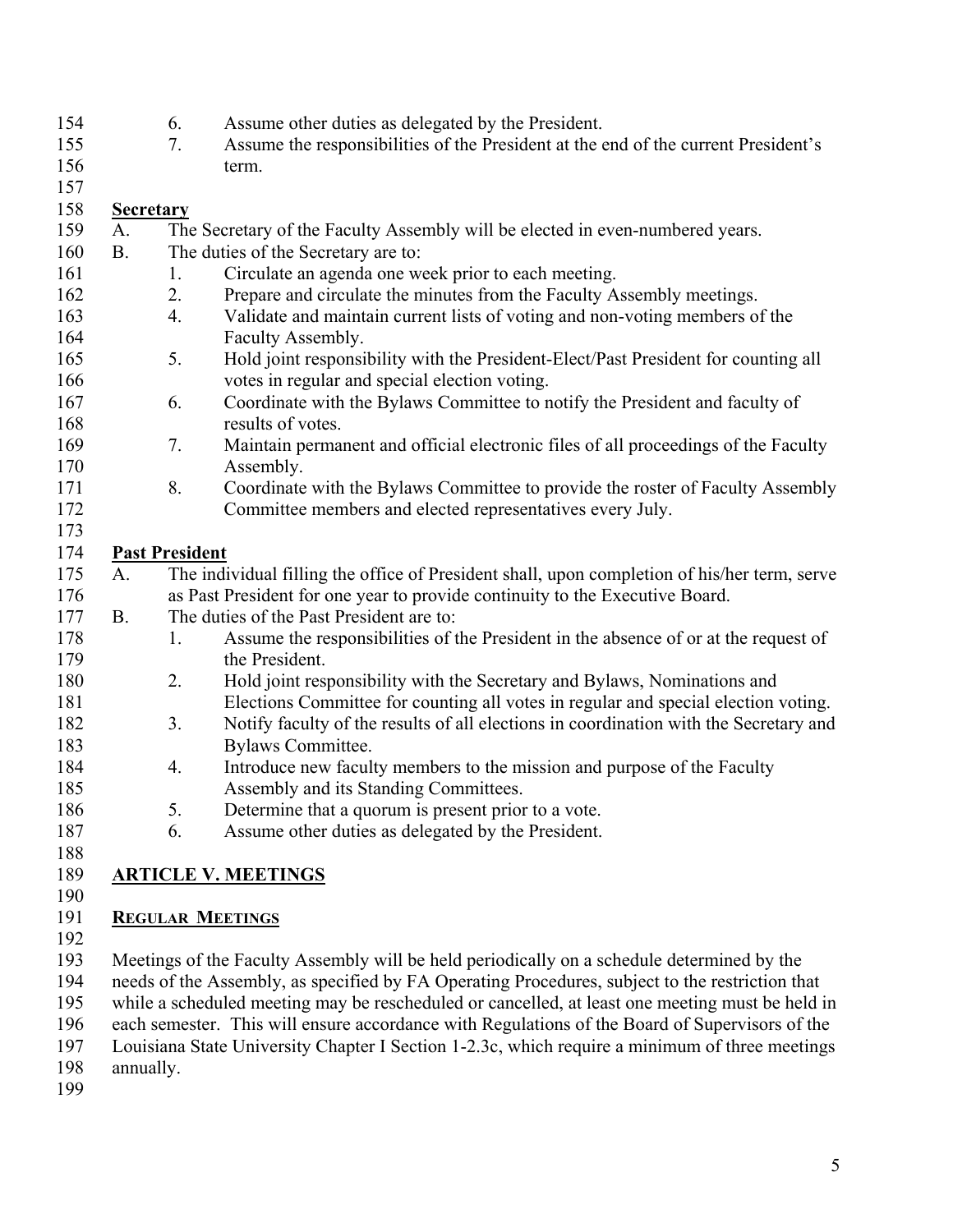6. Assume other duties as delegated by the President.
7. Assume the responsibilities of the President at the end of the current President's term.

**Secretary**

A. The Secretary of the Faculty Assembly will be elected in even-numbered years.

B. The duties of the Secretary are to:

1. Circulate an agenda one week prior to each meeting.
2. Prepare and circulate the minutes from the Faculty Assembly meetings.
4. Validate and maintain current lists of voting and non-voting members of the Faculty Assembly.
5. Hold joint responsibility with the President-Elect/Past President for counting all votes in regular and special election voting.
6. Coordinate with the Bylaws Committee to notify the President and faculty of results of votes.
7. Maintain permanent and official electronic files of all proceedings of the Faculty Assembly.
8. Coordinate with the Bylaws Committee to provide the roster of Faculty Assembly Committee members and elected representatives every July.

**Past President**

A. The individual filling the office of President shall, upon completion of his/her term, serve as Past President for one year to provide continuity to the Executive Board.

B. The duties of the Past President are to:

1. Assume the responsibilities of the President in the absence of or at the request of the President.
2. Hold joint responsibility with the Secretary and Bylaws, Nominations and Elections Committee for counting all votes in regular and special election voting.
3. Notify faculty of the results of all elections in coordination with the Secretary and Bylaws Committee.
4. Introduce new faculty members to the mission and purpose of the Faculty Assembly and its Standing Committees.
5. Determine that a quorum is present prior to a vote.
6. Assume other duties as delegated by the President.

## ARTICLE V. MEETINGS

### REGULAR MEETINGS

Meetings of the Faculty Assembly will be held periodically on a schedule determined by the needs of the Assembly, as specified by FA Operating Procedures, subject to the restriction that while a scheduled meeting may be rescheduled or cancelled, at least one meeting must be held in each semester. This will ensure accordance with Regulations of the Board of Supervisors of the Louisiana State University Chapter I Section 1-2.3c, which require a minimum of three meetings annually.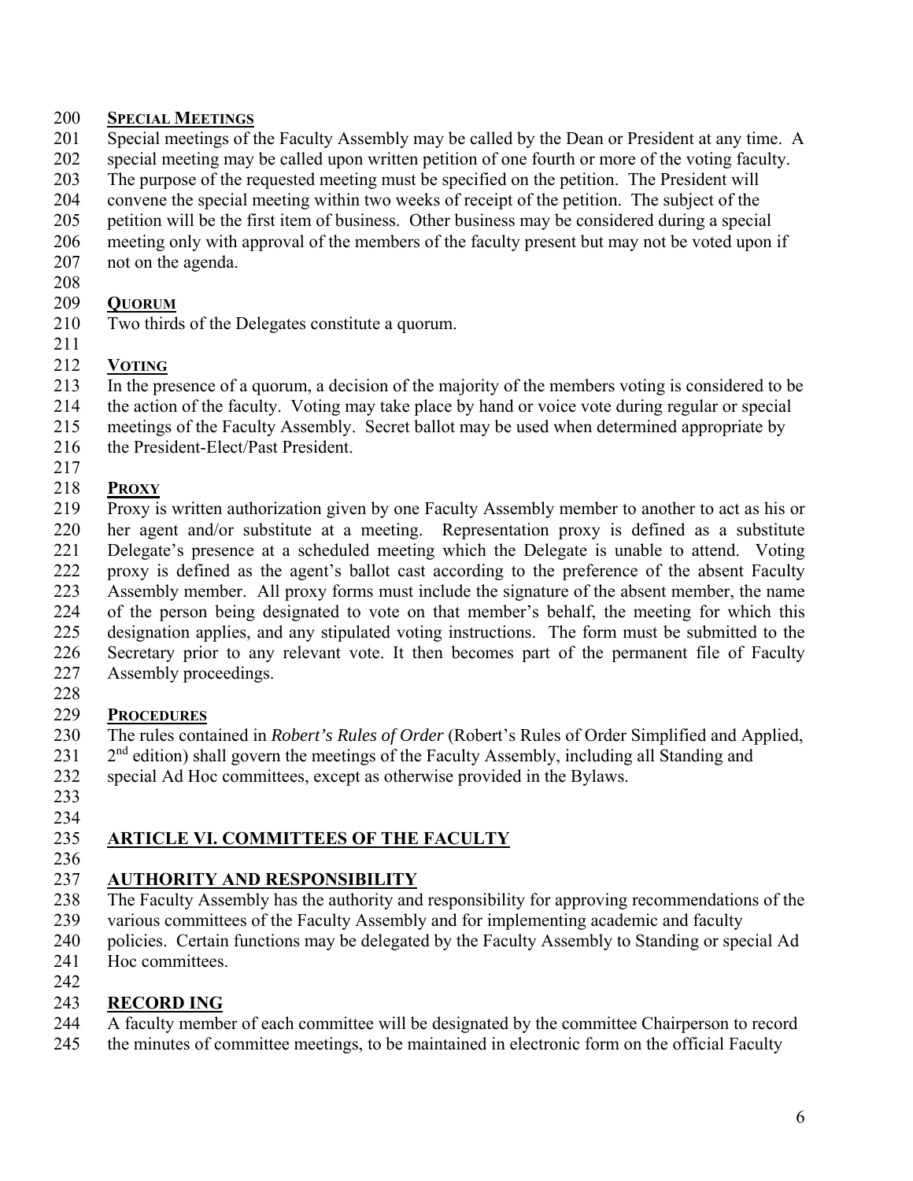### SPECIAL MEETINGS

Special meetings of the Faculty Assembly may be called by the Dean or President at any time. A special meeting may be called upon written petition of one fourth or more of the voting faculty. The purpose of the requested meeting must be specified on the petition. The President will convene the special meeting within two weeks of receipt of the petition. The subject of the petition will be the first item of business. Other business may be considered during a special meeting only with approval of the members of the faculty present but may not be voted upon if not on the agenda.

### QUORUM

Two thirds of the Delegates constitute a quorum.

### VOTING

In the presence of a quorum, a decision of the majority of the members voting is considered to be the action of the faculty. Voting may take place by hand or voice vote during regular or special meetings of the Faculty Assembly. Secret ballot may be used when determined appropriate by the President-Elect/Past President.

### PROXY

Proxy is written authorization given by one Faculty Assembly member to another to act as his or her agent and/or substitute at a meeting. Representation proxy is defined as a substitute Delegate's presence at a scheduled meeting which the Delegate is unable to attend. Voting proxy is defined as the agent's ballot cast according to the preference of the absent Faculty Assembly member. All proxy forms must include the signature of the absent member, the name of the person being designated to vote on that member's behalf, the meeting for which this designation applies, and any stipulated voting instructions. The form must be submitted to the Secretary prior to any relevant vote. It then becomes part of the permanent file of Faculty Assembly proceedings.

### PROCEDURES

The rules contained in *Robert's Rules of Order* (Robert's Rules of Order Simplified and Applied, 2nd edition) shall govern the meetings of the Faculty Assembly, including all Standing and special Ad Hoc committees, except as otherwise provided in the Bylaws.

## ARTICLE VI. COMMITTEES OF THE FACULTY

### AUTHORITY AND RESPONSIBILITY

The Faculty Assembly has the authority and responsibility for approving recommendations of the various committees of the Faculty Assembly and for implementing academic and faculty policies. Certain functions may be delegated by the Faculty Assembly to Standing or special Ad Hoc committees.

### RECORD ING

A faculty member of each committee will be designated by the committee Chairperson to record the minutes of committee meetings, to be maintained in electronic form on the official Faculty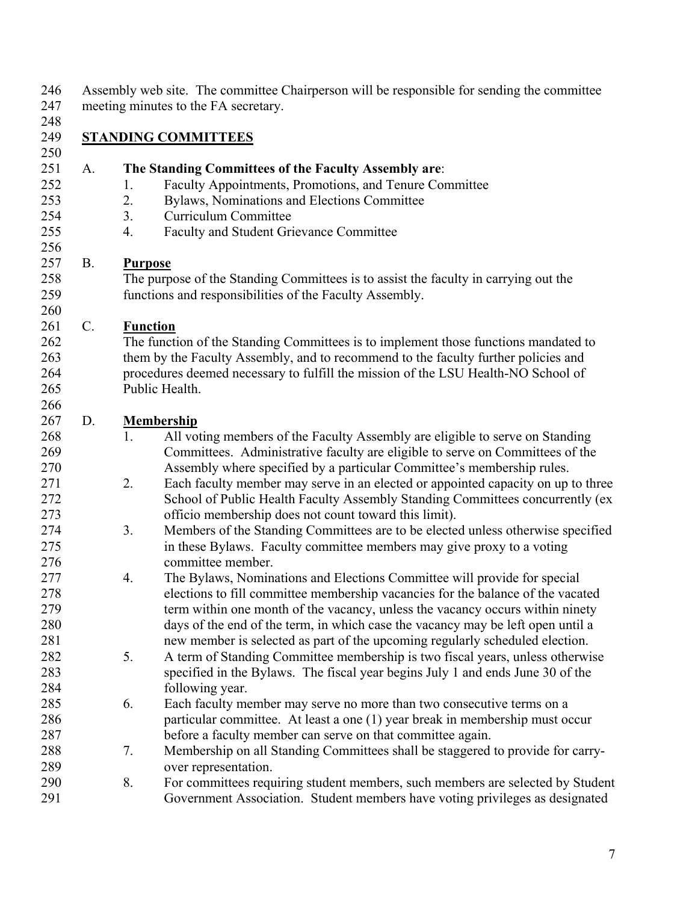Assembly web site. The committee Chairperson will be responsible for sending the committee meeting minutes to the FA secretary.

## STANDING COMMITTEES

A. **The Standing Committees of the Faculty Assembly are**:

1. Faculty Appointments, Promotions, and Tenure Committee
2. Bylaws, Nominations and Elections Committee
3. Curriculum Committee
4. Faculty and Student Grievance Committee

B. **Purpose**

The purpose of the Standing Committees is to assist the faculty in carrying out the functions and responsibilities of the Faculty Assembly.

C. **Function**

The function of the Standing Committees is to implement those functions mandated to them by the Faculty Assembly, and to recommend to the faculty further policies and procedures deemed necessary to fulfill the mission of the LSU Health-NO School of Public Health.

D. **Membership**

1. All voting members of the Faculty Assembly are eligible to serve on Standing Committees. Administrative faculty are eligible to serve on Committees of the Assembly where specified by a particular Committee's membership rules.
2. Each faculty member may serve in an elected or appointed capacity on up to three School of Public Health Faculty Assembly Standing Committees concurrently (ex officio membership does not count toward this limit).
3. Members of the Standing Committees are to be elected unless otherwise specified in these Bylaws. Faculty committee members may give proxy to a voting committee member.
4. The Bylaws, Nominations and Elections Committee will provide for special elections to fill committee membership vacancies for the balance of the vacated term within one month of the vacancy, unless the vacancy occurs within ninety days of the end of the term, in which case the vacancy may be left open until a new member is selected as part of the upcoming regularly scheduled election.
5. A term of Standing Committee membership is two fiscal years, unless otherwise specified in the Bylaws. The fiscal year begins July 1 and ends June 30 of the following year.
6. Each faculty member may serve no more than two consecutive terms on a particular committee. At least a one (1) year break in membership must occur before a faculty member can serve on that committee again.
7. Membership on all Standing Committees shall be staggered to provide for carry-over representation.
8. For committees requiring student members, such members are selected by Student Government Association. Student members have voting privileges as designated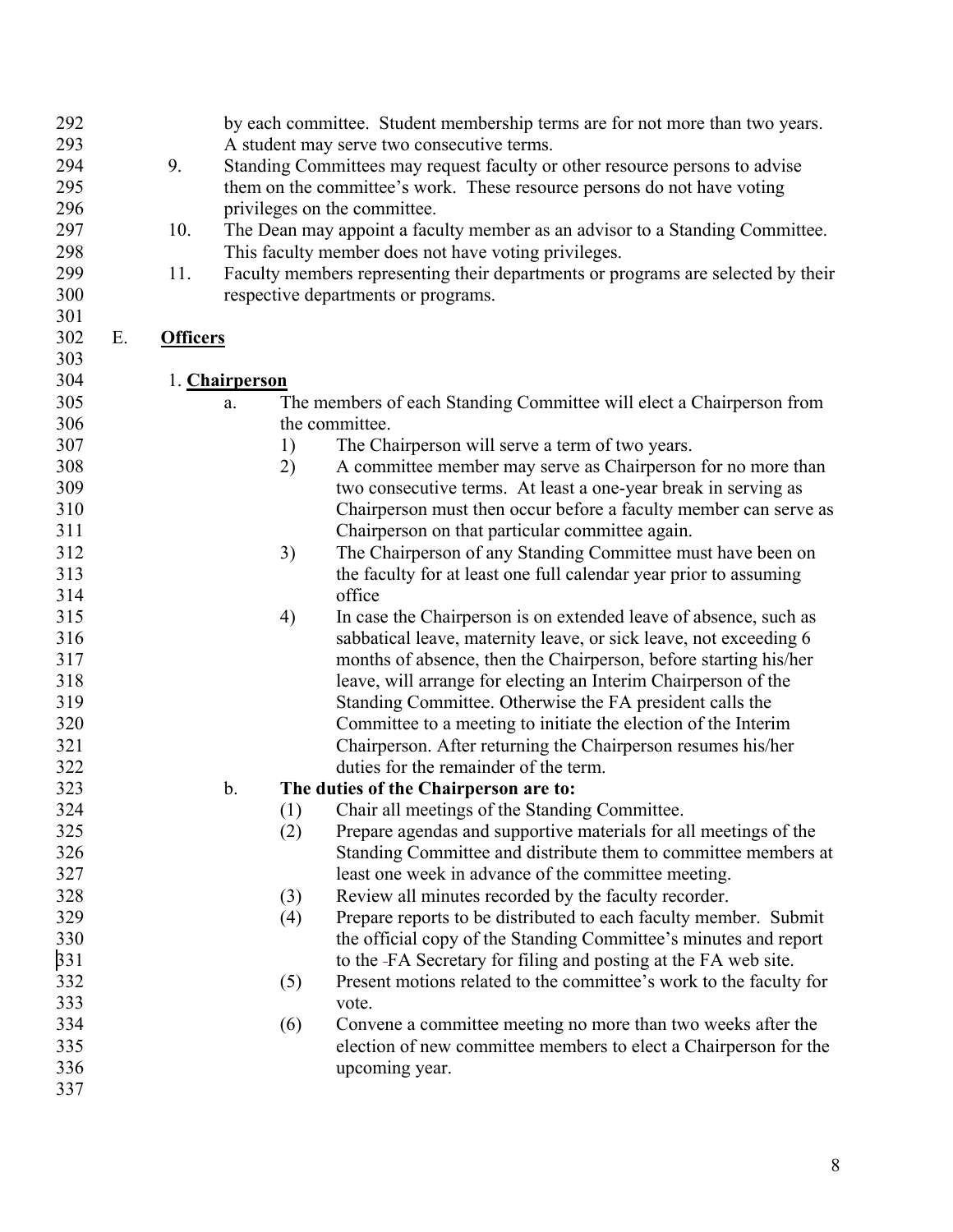by each committee. Student membership terms are for not more than two years. A student may serve two consecutive terms.

9. Standing Committees may request faculty or other resource persons to advise them on the committee's work. These resource persons do not have voting privileges on the committee.
10. The Dean may appoint a faculty member as an advisor to a Standing Committee. This faculty member does not have voting privileges.
11. Faculty members representing their departments or programs are selected by their respective departments or programs.

## E. **Officers**

### 1. **Chairperson**

a. The members of each Standing Committee will elect a Chairperson from the committee.

  1) The Chairperson will serve a term of two years.
  2) A committee member may serve as Chairperson for no more than two consecutive terms. At least a one-year break in serving as Chairperson must then occur before a faculty member can serve as Chairperson on that particular committee again.
  3) The Chairperson of any Standing Committee must have been on the faculty for at least one full calendar year prior to assuming office
  4) In case the Chairperson is on extended leave of absence, such as sabbatical leave, maternity leave, or sick leave, not exceeding 6 months of absence, then the Chairperson, before starting his/her leave, will arrange for electing an Interim Chairperson of the Standing Committee. Otherwise the FA president calls the Committee to a meeting to initiate the election of the Interim Chairperson. After returning the Chairperson resumes his/her duties for the remainder of the term.

b. **The duties of the Chairperson are to:**

  (1) Chair all meetings of the Standing Committee.
  (2) Prepare agendas and supportive materials for all meetings of the Standing Committee and distribute them to committee members at least one week in advance of the committee meeting.
  (3) Review all minutes recorded by the faculty recorder.
  (4) Prepare reports to be distributed to each faculty member. Submit the official copy of the Standing Committee's minutes and report to the FA Secretary for filing and posting at the FA web site.
  (5) Present motions related to the committee's work to the faculty for vote.
  (6) Convene a committee meeting no more than two weeks after the election of new committee members to elect a Chairperson for the upcoming year.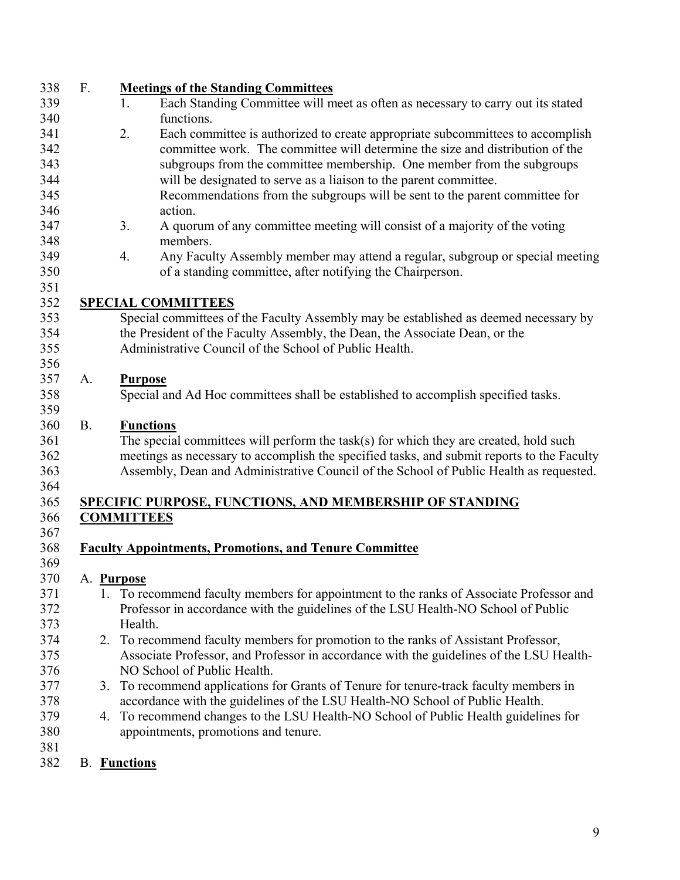F. **Meetings of the Standing Committees**

1. Each Standing Committee will meet as often as necessary to carry out its stated functions.
2. Each committee is authorized to create appropriate subcommittees to accomplish committee work. The committee will determine the size and distribution of the subgroups from the committee membership. One member from the subgroups will be designated to serve as a liaison to the parent committee. Recommendations from the subgroups will be sent to the parent committee for action.
3. A quorum of any committee meeting will consist of a majority of the voting members.
4. Any Faculty Assembly member may attend a regular, subgroup or special meeting of a standing committee, after notifying the Chairperson.

## SPECIAL COMMITTEES

Special committees of the Faculty Assembly may be established as deemed necessary by the President of the Faculty Assembly, the Dean, the Associate Dean, or the Administrative Council of the School of Public Health.

A. **Purpose**

Special and Ad Hoc committees shall be established to accomplish specified tasks.

B. **Functions**

The special committees will perform the task(s) for which they are created, hold such meetings as necessary to accomplish the specified tasks, and submit reports to the Faculty Assembly, Dean and Administrative Council of the School of Public Health as requested.

## SPECIFIC PURPOSE, FUNCTIONS, AND MEMBERSHIP OF STANDING COMMITTEES

### Faculty Appointments, Promotions, and Tenure Committee

A. **Purpose**

1. To recommend faculty members for appointment to the ranks of Associate Professor and Professor in accordance with the guidelines of the LSU Health-NO School of Public Health.
2. To recommend faculty members for promotion to the ranks of Assistant Professor, Associate Professor, and Professor in accordance with the guidelines of the LSU Health-NO School of Public Health.
3. To recommend applications for Grants of Tenure for tenure-track faculty members in accordance with the guidelines of the LSU Health-NO School of Public Health.
4. To recommend changes to the LSU Health-NO School of Public Health guidelines for appointments, promotions and tenure.

B. **Functions**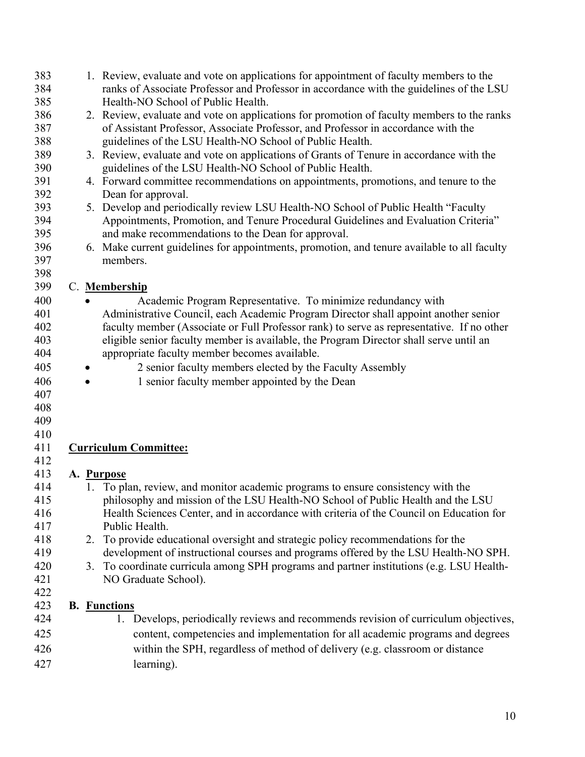1. Review, evaluate and vote on applications for appointment of faculty members to the ranks of Associate Professor and Professor in accordance with the guidelines of the LSU Health-NO School of Public Health.
2. Review, evaluate and vote on applications for promotion of faculty members to the ranks of Assistant Professor, Associate Professor, and Professor in accordance with the guidelines of the LSU Health-NO School of Public Health.
3. Review, evaluate and vote on applications of Grants of Tenure in accordance with the guidelines of the LSU Health-NO School of Public Health.
4. Forward committee recommendations on appointments, promotions, and tenure to the Dean for approval.
5. Develop and periodically review LSU Health-NO School of Public Health "Faculty Appointments, Promotion, and Tenure Procedural Guidelines and Evaluation Criteria" and make recommendations to the Dean for approval.
6. Make current guidelines for appointments, promotion, and tenure available to all faculty members.

C. **Membership**

- Academic Program Representative. To minimize redundancy with Administrative Council, each Academic Program Director shall appoint another senior faculty member (Associate or Full Professor rank) to serve as representative. If no other eligible senior faculty member is available, the Program Director shall serve until an appropriate faculty member becomes available.
- 2 senior faculty members elected by the Faculty Assembly
- 1 senior faculty member appointed by the Dean

## Curriculum Committee:

**A. Purpose**

1. To plan, review, and monitor academic programs to ensure consistency with the philosophy and mission of the LSU Health-NO School of Public Health and the LSU Health Sciences Center, and in accordance with criteria of the Council on Education for Public Health.
2. To provide educational oversight and strategic policy recommendations for the development of instructional courses and programs offered by the LSU Health-NO SPH.
3. To coordinate curricula among SPH programs and partner institutions (e.g. LSU Health-NO Graduate School).

**B. Functions**

1. Develops, periodically reviews and recommends revision of curriculum objectives, content, competencies and implementation for all academic programs and degrees within the SPH, regardless of method of delivery (e.g. classroom or distance learning).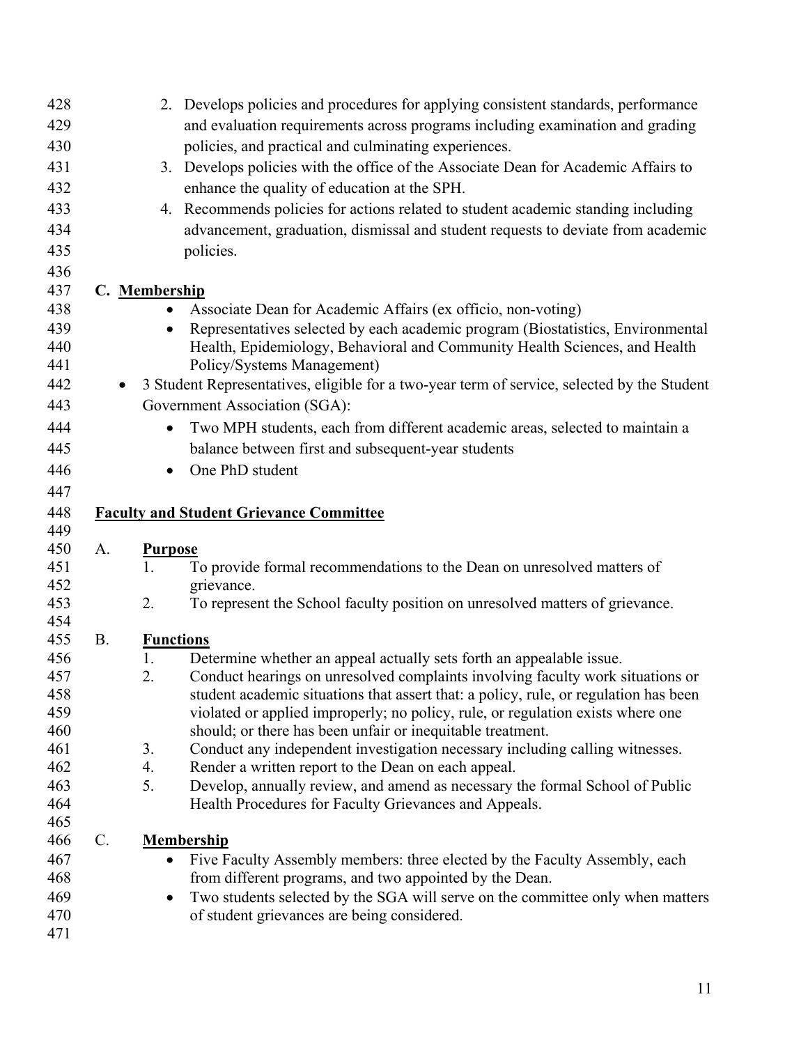2. Develops policies and procedures for applying consistent standards, performance and evaluation requirements across programs including examination and grading policies, and practical and culminating experiences.
3. Develops policies with the office of the Associate Dean for Academic Affairs to enhance the quality of education at the SPH.
4. Recommends policies for actions related to student academic standing including advancement, graduation, dismissal and student requests to deviate from academic policies.

**C. Membership**

- Associate Dean for Academic Affairs (ex officio, non-voting)
- Representatives selected by each academic program (Biostatistics, Environmental Health, Epidemiology, Behavioral and Community Health Sciences, and Health Policy/Systems Management)
- 3 Student Representatives, eligible for a two-year term of service, selected by the Student Government Association (SGA):
  - Two MPH students, each from different academic areas, selected to maintain a balance between first and subsequent-year students
  - One PhD student

**Faculty and Student Grievance Committee**

A. **Purpose**

1. To provide formal recommendations to the Dean on unresolved matters of grievance.
2. To represent the School faculty position on unresolved matters of grievance.

B. **Functions**

1. Determine whether an appeal actually sets forth an appealable issue.
2. Conduct hearings on unresolved complaints involving faculty work situations or student academic situations that assert that: a policy, rule, or regulation has been violated or applied improperly; no policy, rule, or regulation exists where one should; or there has been unfair or inequitable treatment.
3. Conduct any independent investigation necessary including calling witnesses.
4. Render a written report to the Dean on each appeal.
5. Develop, annually review, and amend as necessary the formal School of Public Health Procedures for Faculty Grievances and Appeals.

C. **Membership**

- Five Faculty Assembly members: three elected by the Faculty Assembly, each from different programs, and two appointed by the Dean.
- Two students selected by the SGA will serve on the committee only when matters of student grievances are being considered.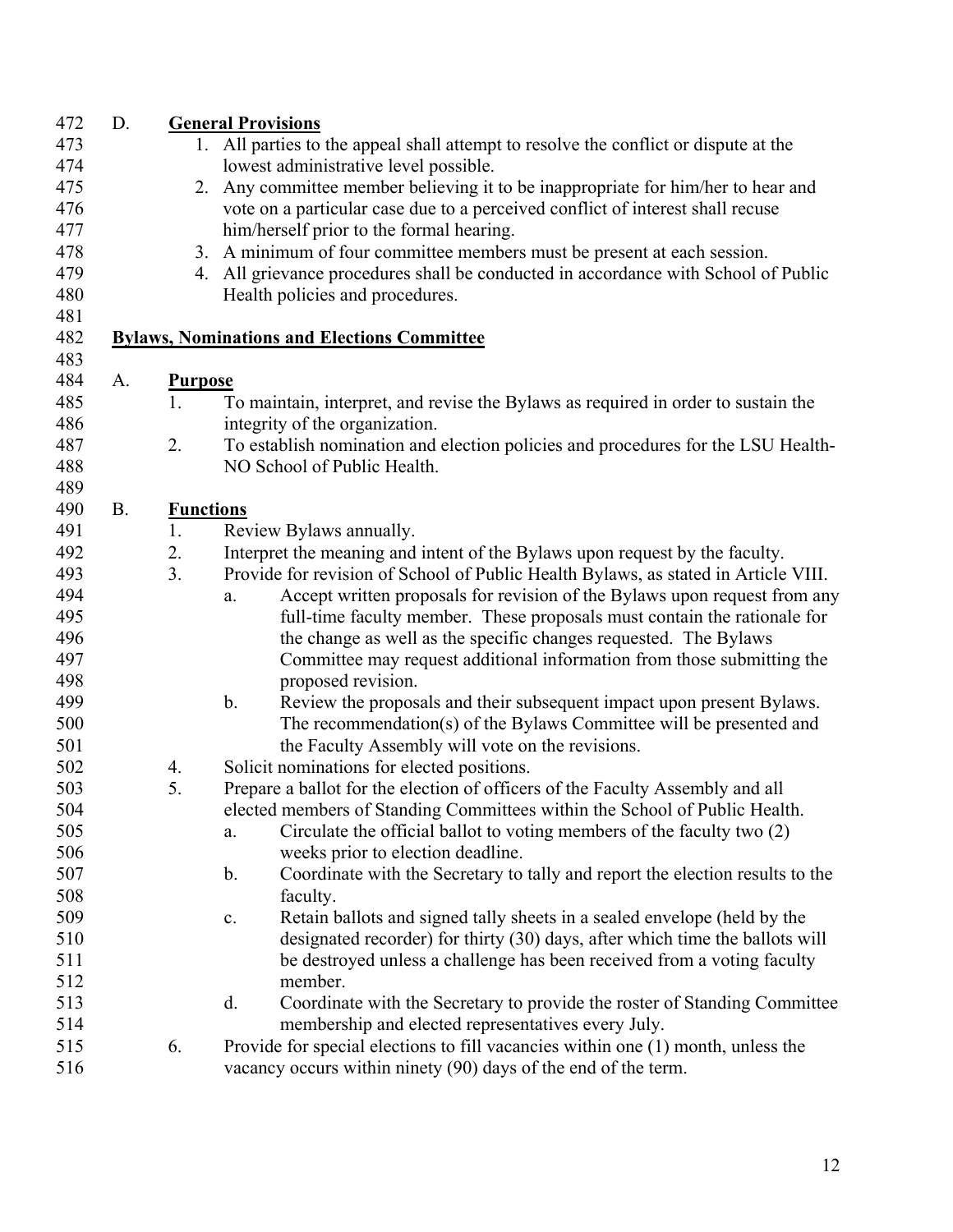D. **General Provisions**

1. All parties to the appeal shall attempt to resolve the conflict or dispute at the lowest administrative level possible.
2. Any committee member believing it to be inappropriate for him/her to hear and vote on a particular case due to a perceived conflict of interest shall recuse him/herself prior to the formal hearing.
3. A minimum of four committee members must be present at each session.
4. All grievance procedures shall be conducted in accordance with School of Public Health policies and procedures.

**Bylaws, Nominations and Elections Committee**

A. **Purpose**

1. To maintain, interpret, and revise the Bylaws as required in order to sustain the integrity of the organization.
2. To establish nomination and election policies and procedures for the LSU Health-NO School of Public Health.

B. **Functions**

1. Review Bylaws annually.
2. Interpret the meaning and intent of the Bylaws upon request by the faculty.
3. Provide for revision of School of Public Health Bylaws, as stated in Article VIII.
   a. Accept written proposals for revision of the Bylaws upon request from any full-time faculty member. These proposals must contain the rationale for the change as well as the specific changes requested. The Bylaws Committee may request additional information from those submitting the proposed revision.
   b. Review the proposals and their subsequent impact upon present Bylaws. The recommendation(s) of the Bylaws Committee will be presented and the Faculty Assembly will vote on the revisions.
4. Solicit nominations for elected positions.
5. Prepare a ballot for the election of officers of the Faculty Assembly and all elected members of Standing Committees within the School of Public Health.
   a. Circulate the official ballot to voting members of the faculty two (2) weeks prior to election deadline.
   b. Coordinate with the Secretary to tally and report the election results to the faculty.
   c. Retain ballots and signed tally sheets in a sealed envelope (held by the designated recorder) for thirty (30) days, after which time the ballots will be destroyed unless a challenge has been received from a voting faculty member.
   d. Coordinate with the Secretary to provide the roster of Standing Committee membership and elected representatives every July.
6. Provide for special elections to fill vacancies within one (1) month, unless the vacancy occurs within ninety (90) days of the end of the term.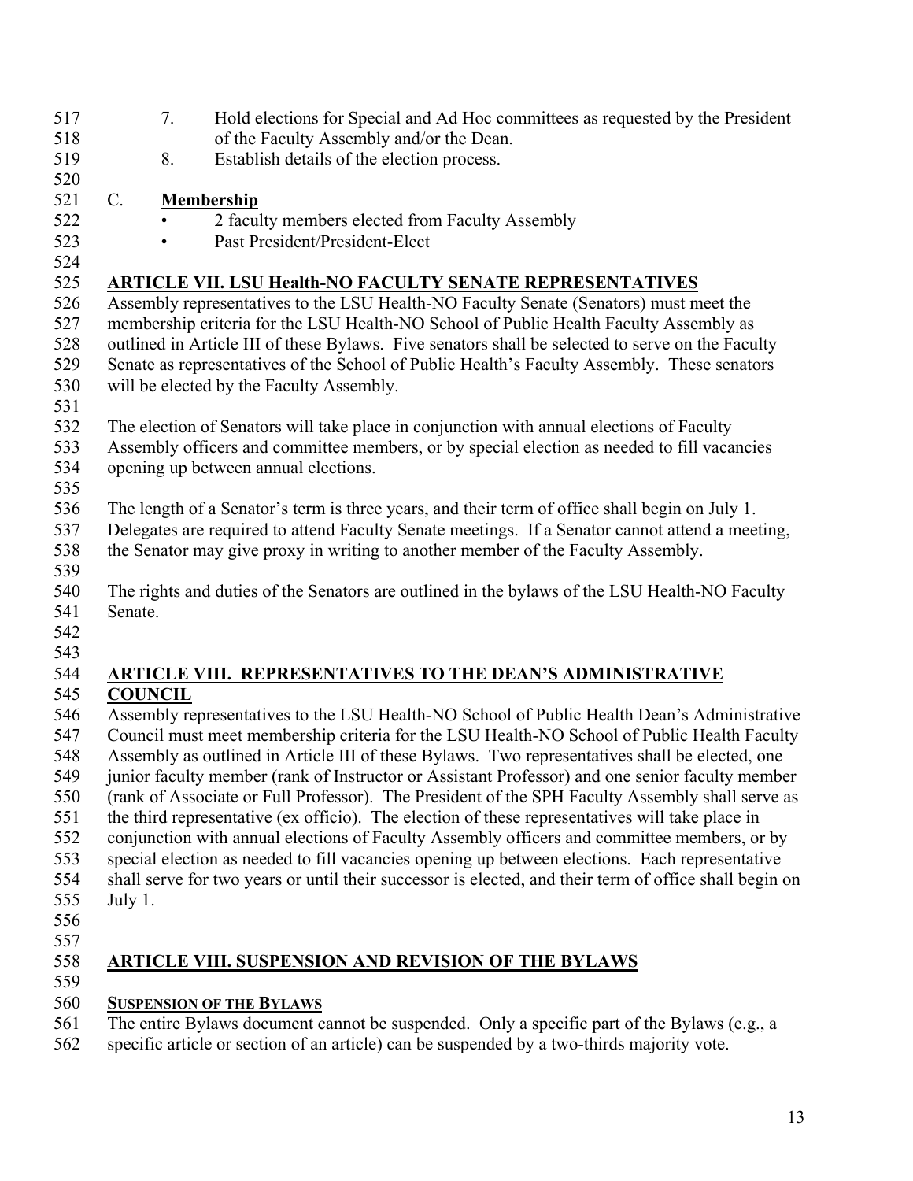7. Hold elections for Special and Ad Hoc committees as requested by the President of the Faculty Assembly and/or the Dean.
8. Establish details of the election process.

C. **Membership**

- 2 faculty members elected from Faculty Assembly
- Past President/President-Elect

## ARTICLE VII. LSU Health-NO FACULTY SENATE REPRESENTATIVES

Assembly representatives to the LSU Health-NO Faculty Senate (Senators) must meet the membership criteria for the LSU Health-NO School of Public Health Faculty Assembly as outlined in Article III of these Bylaws. Five senators shall be selected to serve on the Faculty Senate as representatives of the School of Public Health's Faculty Assembly. These senators will be elected by the Faculty Assembly.

The election of Senators will take place in conjunction with annual elections of Faculty Assembly officers and committee members, or by special election as needed to fill vacancies opening up between annual elections.

The length of a Senator's term is three years, and their term of office shall begin on July 1. Delegates are required to attend Faculty Senate meetings. If a Senator cannot attend a meeting, the Senator may give proxy in writing to another member of the Faculty Assembly.

The rights and duties of the Senators are outlined in the bylaws of the LSU Health-NO Faculty Senate.

## ARTICLE VIII. REPRESENTATIVES TO THE DEAN'S ADMINISTRATIVE COUNCIL

Assembly representatives to the LSU Health-NO School of Public Health Dean's Administrative Council must meet membership criteria for the LSU Health-NO School of Public Health Faculty Assembly as outlined in Article III of these Bylaws. Two representatives shall be elected, one junior faculty member (rank of Instructor or Assistant Professor) and one senior faculty member (rank of Associate or Full Professor). The President of the SPH Faculty Assembly shall serve as the third representative (ex officio). The election of these representatives will take place in conjunction with annual elections of Faculty Assembly officers and committee members, or by special election as needed to fill vacancies opening up between elections. Each representative shall serve for two years or until their successor is elected, and their term of office shall begin on July 1.

## ARTICLE VIII. SUSPENSION AND REVISION OF THE BYLAWS

### SUSPENSION OF THE BYLAWS

The entire Bylaws document cannot be suspended. Only a specific part of the Bylaws (e.g., a specific article or section of an article) can be suspended by a two-thirds majority vote.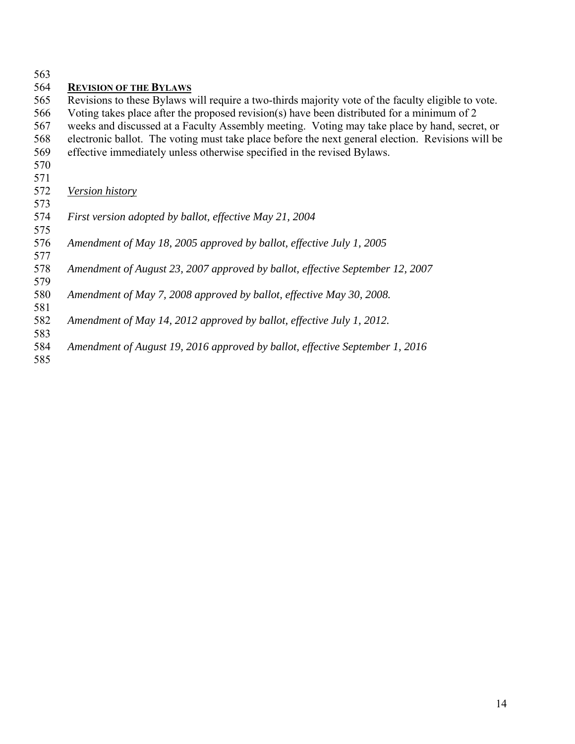## REVISION OF THE BYLAWS

Revisions to these Bylaws will require a two-thirds majority vote of the faculty eligible to vote. Voting takes place after the proposed revision(s) have been distributed for a minimum of 2 weeks and discussed at a Faculty Assembly meeting. Voting may take place by hand, secret, or electronic ballot. The voting must take place before the next general election. Revisions will be effective immediately unless otherwise specified in the revised Bylaws.

*Version history*

*First version adopted by ballot, effective May 21, 2004*

*Amendment of May 18, 2005 approved by ballot, effective July 1, 2005*

*Amendment of August 23, 2007 approved by ballot, effective September 12, 2007*

*Amendment of May 7, 2008 approved by ballot, effective May 30, 2008.*

*Amendment of May 14, 2012 approved by ballot, effective July 1, 2012.*

*Amendment of August 19, 2016 approved by ballot, effective September 1, 2016*